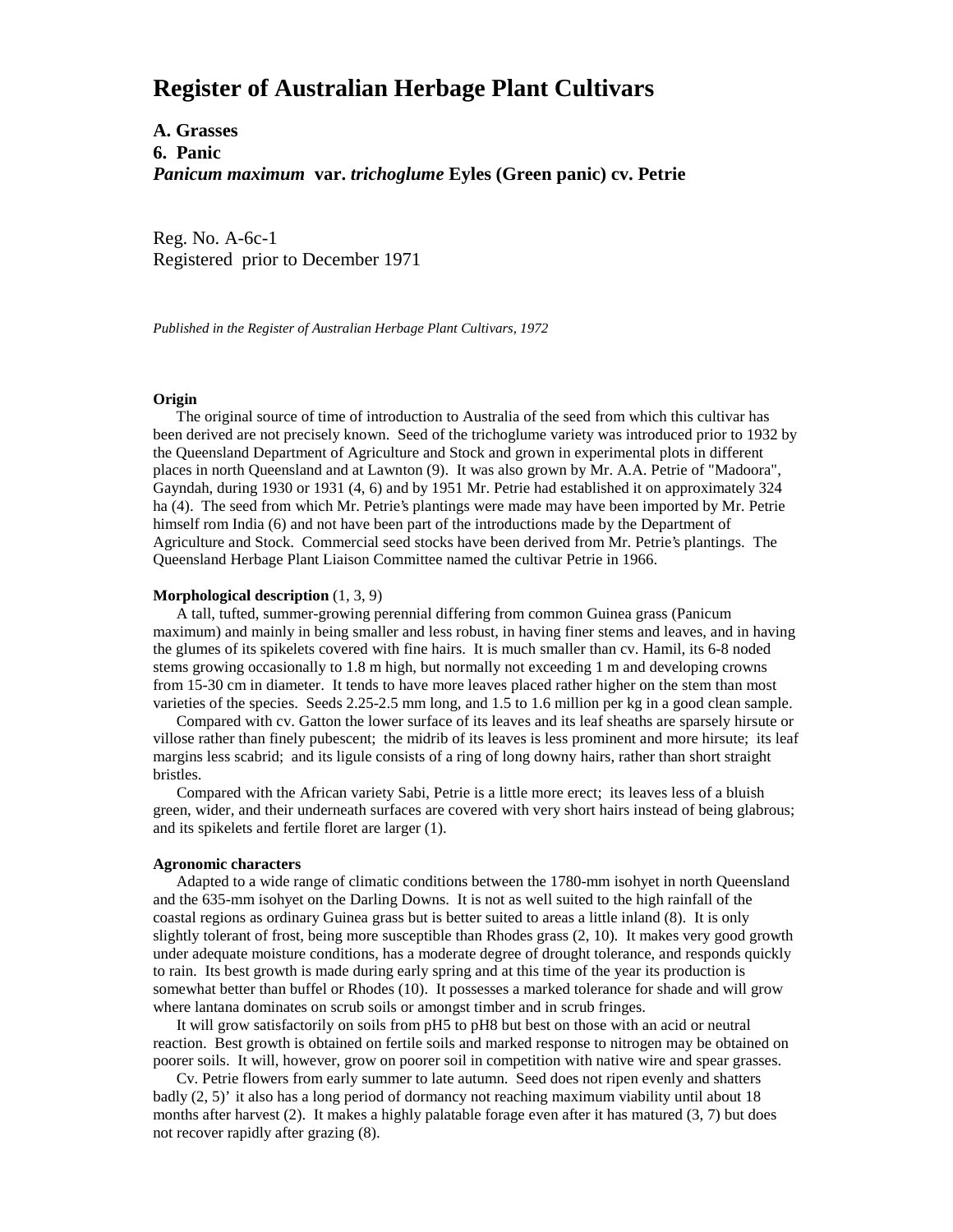# Register of Australian Herbage Plant Cultivars

**A. Grasses**
**6. Panic**
***Panicum maximum* var. *trichoglume* Eyles (Green panic) cv. Petrie**

Reg. No. A-6c-1
Registered prior to December 1971

*Published in the Register of Australian Herbage Plant Cultivars, 1972*

**Origin**

The original source of time of introduction to Australia of the seed from which this cultivar has been derived are not precisely known. Seed of the trichoglume variety was introduced prior to 1932 by the Queensland Department of Agriculture and Stock and grown in experimental plots in different places in north Queensland and at Lawnton (9). It was also grown by Mr. A.A. Petrie of "Madoora", Gayndah, during 1930 or 1931 (4, 6) and by 1951 Mr. Petrie had established it on approximately 324 ha (4). The seed from which Mr. Petrie's plantings were made may have been imported by Mr. Petrie himself rom India (6) and not have been part of the introductions made by the Department of Agriculture and Stock. Commercial seed stocks have been derived from Mr. Petrie's plantings. The Queensland Herbage Plant Liaison Committee named the cultivar Petrie in 1966.

**Morphological description** (1, 3, 9)

A tall, tufted, summer-growing perennial differing from common Guinea grass (Panicum maximum) and mainly in being smaller and less robust, in having finer stems and leaves, and in having the glumes of its spikelets covered with fine hairs. It is much smaller than cv. Hamil, its 6-8 noded stems growing occasionally to 1.8 m high, but normally not exceeding 1 m and developing crowns from 15-30 cm in diameter. It tends to have more leaves placed rather higher on the stem than most varieties of the species. Seeds 2.25-2.5 mm long, and 1.5 to 1.6 million per kg in a good clean sample.

Compared with cv. Gatton the lower surface of its leaves and its leaf sheaths are sparsely hirsute or villose rather than finely pubescent; the midrib of its leaves is less prominent and more hirsute; its leaf margins less scabrid; and its ligule consists of a ring of long downy hairs, rather than short straight bristles.

Compared with the African variety Sabi, Petrie is a little more erect; its leaves less of a bluish green, wider, and their underneath surfaces are covered with very short hairs instead of being glabrous; and its spikelets and fertile floret are larger (1).

**Agronomic characters**

Adapted to a wide range of climatic conditions between the 1780-mm isohyet in north Queensland and the 635-mm isohyet on the Darling Downs. It is not as well suited to the high rainfall of the coastal regions as ordinary Guinea grass but is better suited to areas a little inland (8). It is only slightly tolerant of frost, being more susceptible than Rhodes grass (2, 10). It makes very good growth under adequate moisture conditions, has a moderate degree of drought tolerance, and responds quickly to rain. Its best growth is made during early spring and at this time of the year its production is somewhat better than buffel or Rhodes (10). It possesses a marked tolerance for shade and will grow where lantana dominates on scrub soils or amongst timber and in scrub fringes.

It will grow satisfactorily on soils from pH5 to pH8 but best on those with an acid or neutral reaction. Best growth is obtained on fertile soils and marked response to nitrogen may be obtained on poorer soils. It will, however, grow on poorer soil in competition with native wire and spear grasses.

Cv. Petrie flowers from early summer to late autumn. Seed does not ripen evenly and shatters badly (2, 5)' it also has a long period of dormancy not reaching maximum viability until about 18 months after harvest (2). It makes a highly palatable forage even after it has matured (3, 7) but does not recover rapidly after grazing (8).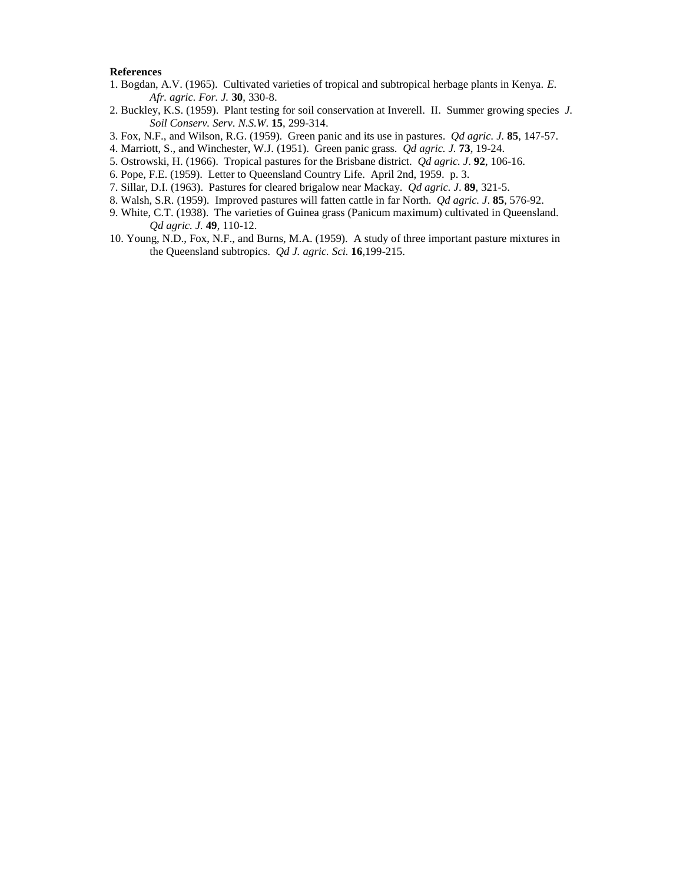**References**

1. Bogdan, A.V. (1965). Cultivated varieties of tropical and subtropical herbage plants in Kenya. *E. Afr. agric. For. J.* **30**, 330-8.
2. Buckley, K.S. (1959). Plant testing for soil conservation at Inverell. II. Summer growing species *J. Soil Conserv. Serv. N.S.W.* **15**, 299-314.
3. Fox, N.F., and Wilson, R.G. (1959). Green panic and its use in pastures. *Qd agric. J.* **85**, 147-57.
4. Marriott, S., and Winchester, W.J. (1951). Green panic grass. *Qd agric. J.* **73**, 19-24.
5. Ostrowski, H. (1966). Tropical pastures for the Brisbane district. *Qd agric. J.* **92**, 106-16.
6. Pope, F.E. (1959). Letter to Queensland Country Life. April 2nd, 1959. p. 3.
7. Sillar, D.I. (1963). Pastures for cleared brigalow near Mackay. *Qd agric. J.* **89**, 321-5.
8. Walsh, S.R. (1959). Improved pastures will fatten cattle in far North. *Qd agric. J.* **85**, 576-92.
9. White, C.T. (1938). The varieties of Guinea grass (Panicum maximum) cultivated in Queensland. *Qd agric. J.* **49**, 110-12.
10. Young, N.D., Fox, N.F., and Burns, M.A. (1959). A study of three important pasture mixtures in the Queensland subtropics. *Qd J. agric. Sci.* **16**,199-215.